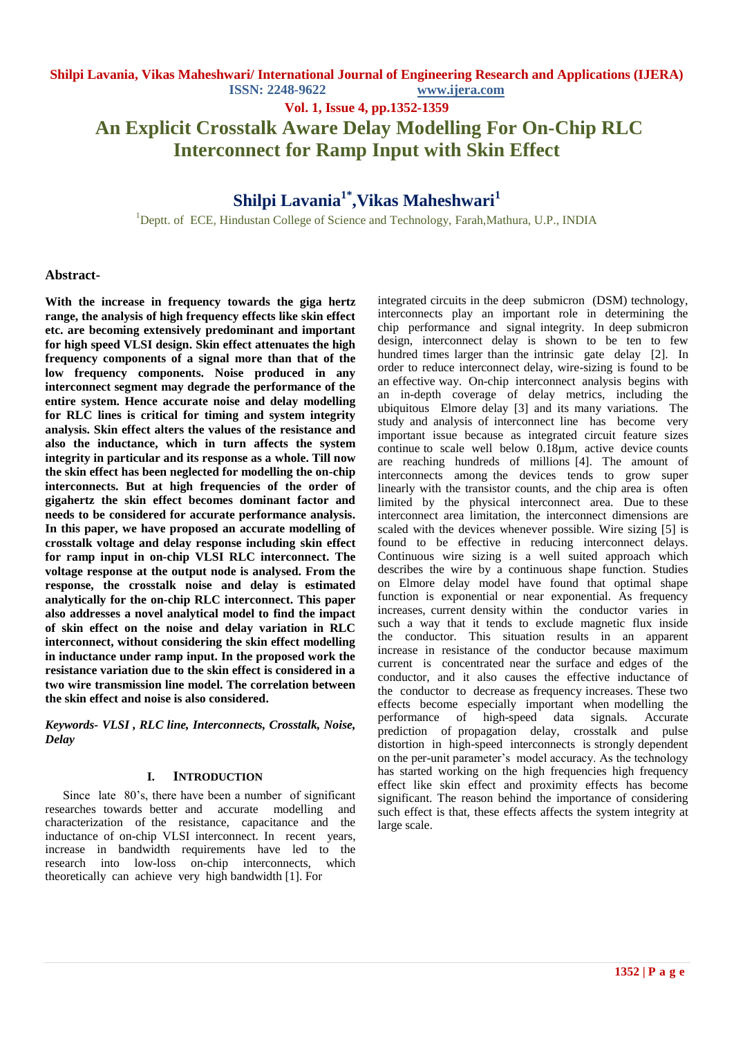# An Explicit Crosstalk Aware Delay Modelling For On-Chip RLC Interconnect for Ramp Input with Skin Effect

## Shilpi Lavania[1*], Vikas Maheshwari[1]

[1]Deptt. of ECE, Hindustan College of Science and Technology, Farah,Mathura, U.P., INDIA

### Abstract-

**With the increase in frequency towards the giga hertz range, the analysis of high frequency effects like skin effect etc. are becoming extensively predominant and important for high speed VLSI design. Skin effect attenuates the high frequency components of a signal more than that of the low frequency components. Noise produced in any interconnect segment may degrade the performance of the entire system. Hence accurate noise and delay modelling for RLC lines is critical for timing and system integrity analysis. Skin effect alters the values of the resistance and also the inductance, which in turn affects the system integrity in particular and its response as a whole. Till now the skin effect has been neglected for modelling the on-chip interconnects. But at high frequencies of the order of gigahertz the skin effect becomes dominant factor and needs to be considered for accurate performance analysis. In this paper, we have proposed an accurate modelling of crosstalk voltage and delay response including skin effect for ramp input in on-chip VLSI RLC interconnect. The voltage response at the output node is analysed. From the response, the crosstalk noise and delay is estimated analytically for the on-chip RLC interconnect. This paper also addresses a novel analytical model to find the impact of skin effect on the noise and delay variation in RLC interconnect, without considering the skin effect modelling in inductance under ramp input. In the proposed work the resistance variation due to the skin effect is considered in a two wire transmission line model. The correlation between the skin effect and noise is also considered.**

***Keywords- VLSI , RLC line, Interconnects, Crosstalk, Noise, Delay***

## I. Introduction

Since late 80's, there have been a number of significant researches towards better and accurate modelling and characterization of the resistance, capacitance and the inductance of on-chip VLSI interconnect. In recent years, increase in bandwidth requirements have led to the research into low-loss on-chip interconnects, which theoretically can achieve very high bandwidth [1]. For integrated circuits in the deep submicron (DSM) technology, interconnects play an important role in determining the chip performance and signal integrity. In deep submicron design, interconnect delay is shown to be ten to few hundred times larger than the intrinsic gate delay [2]. In order to reduce interconnect delay, wire-sizing is found to be an effective way. On-chip interconnect analysis begins with an in-depth coverage of delay metrics, including the ubiquitous Elmore delay [3] and its many variations. The study and analysis of interconnect line has become very important issue because as integrated circuit feature sizes continue to scale well below 0.18µm, active device counts are reaching hundreds of millions [4]. The amount of interconnects among the devices tends to grow super linearly with the transistor counts, and the chip area is often limited by the physical interconnect area. Due to these interconnect area limitation, the interconnect dimensions are scaled with the devices whenever possible. Wire sizing [5] is found to be effective in reducing interconnect delays. Continuous wire sizing is a well suited approach which describes the wire by a continuous shape function. Studies on Elmore delay model have found that optimal shape function is exponential or near exponential. As frequency increases, current density within the conductor varies in such a way that it tends to exclude magnetic flux inside the conductor. This situation results in an apparent increase in resistance of the conductor because maximum current is concentrated near the surface and edges of the conductor, and it also causes the effective inductance of the conductor to decrease as frequency increases. These two effects become especially important when modelling the performance of high-speed data signals. Accurate prediction of propagation delay, crosstalk and pulse distortion in high-speed interconnects is strongly dependent on the per-unit parameter's model accuracy. As the technology has started working on the high frequencies high frequency effect like skin effect and proximity effects has become significant. The reason behind the importance of considering such effect is that, these effects affects the system integrity at large scale.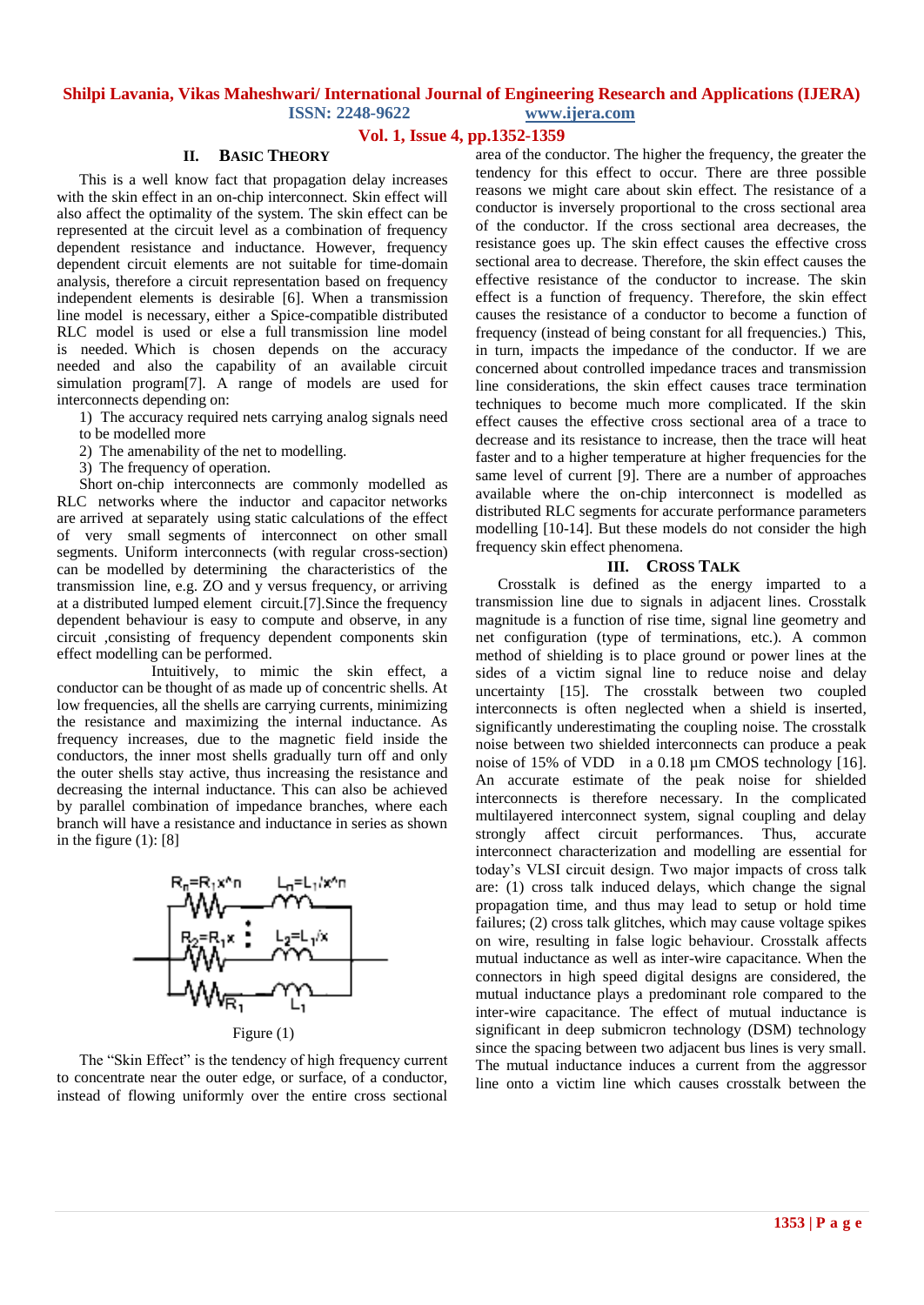## II. Basic Theory

This is a well know fact that propagation delay increases with the skin effect in an on-chip interconnect. Skin effect will also affect the optimality of the system. The skin effect can be represented at the circuit level as a combination of frequency dependent resistance and inductance. However, frequency dependent circuit elements are not suitable for time-domain analysis, therefore a circuit representation based on frequency independent elements is desirable [6]. When a transmission line model is necessary, either a Spice-compatible distributed RLC model is used or else a full transmission line model is needed. Which is chosen depends on the accuracy needed and also the capability of an available circuit simulation program[7]. A range of models are used for interconnects depending on:

1) The accuracy required nets carrying analog signals need to be modelled more
2) The amenability of the net to modelling.
3) The frequency of operation.

Short on-chip interconnects are commonly modelled as RLC networks where the inductor and capacitor networks are arrived at separately using static calculations of the effect of very small segments of interconnect on other small segments. Uniform interconnects (with regular cross-section) can be modelled by determining the characteristics of the transmission line, e.g. ZO and y versus frequency, or arriving at a distributed lumped element circuit.[7].Since the frequency dependent behaviour is easy to compute and observe, in any circuit ,consisting of frequency dependent components skin effect modelling can be performed.

Intuitively, to mimic the skin effect, a conductor can be thought of as made up of concentric shells. At low frequencies, all the shells are carrying currents, minimizing the resistance and maximizing the internal inductance. As frequency increases, due to the magnetic field inside the conductors, the inner most shells gradually turn off and only the outer shells stay active, thus increasing the resistance and decreasing the internal inductance. This can also be achieved by parallel combination of impedance branches, where each branch will have a resistance and inductance in series as shown in the figure (1): [8]

$R_n=R_1 x^n$, $L_n=L_1/x^n$; $R_2=R_1 x$, $L_2=L_1/x$; $R_1$, $L_1$

Figure (1)

The "Skin Effect" is the tendency of high frequency current to concentrate near the outer edge, or surface, of a conductor, instead of flowing uniformly over the entire cross sectional area of the conductor. The higher the frequency, the greater the tendency for this effect to occur. There are three possible reasons we might care about skin effect. The resistance of a conductor is inversely proportional to the cross sectional area of the conductor. If the cross sectional area decreases, the resistance goes up. The skin effect causes the effective cross sectional area to decrease. Therefore, the skin effect causes the effective resistance of the conductor to increase. The skin effect is a function of frequency. Therefore, the skin effect causes the resistance of a conductor to become a function of frequency (instead of being constant for all frequencies.) This, in turn, impacts the impedance of the conductor. If we are concerned about controlled impedance traces and transmission line considerations, the skin effect causes trace termination techniques to become much more complicated. If the skin effect causes the effective cross sectional area of a trace to decrease and its resistance to increase, then the trace will heat faster and to a higher temperature at higher frequencies for the same level of current [9]. There are a number of approaches available where the on-chip interconnect is modelled as distributed RLC segments for accurate performance parameters modelling [10-14]. But these models do not consider the high frequency skin effect phenomena.

## III. Cross Talk

Crosstalk is defined as the energy imparted to a transmission line due to signals in adjacent lines. Crosstalk magnitude is a function of rise time, signal line geometry and net configuration (type of terminations, etc.). A common method of shielding is to place ground or power lines at the sides of a victim signal line to reduce noise and delay uncertainty [15]. The crosstalk between two coupled interconnects is often neglected when a shield is inserted, significantly underestimating the coupling noise. The crosstalk noise between two shielded interconnects can produce a peak noise of 15% of VDD in a 0.18 μm CMOS technology [16]. An accurate estimate of the peak noise for shielded interconnects is therefore necessary. In the complicated multilayered interconnect system, signal coupling and delay strongly affect circuit performances. Thus, accurate interconnect characterization and modelling are essential for today's VLSI circuit design. Two major impacts of cross talk are: (1) cross talk induced delays, which change the signal propagation time, and thus may lead to setup or hold time failures; (2) cross talk glitches, which may cause voltage spikes on wire, resulting in false logic behaviour. Crosstalk affects mutual inductance as well as inter-wire capacitance. When the connectors in high speed digital designs are considered, the mutual inductance plays a predominant role compared to the inter-wire capacitance. The effect of mutual inductance is significant in deep submicron technology (DSM) technology since the spacing between two adjacent bus lines is very small. The mutual inductance induces a current from the aggressor line onto a victim line which causes crosstalk between the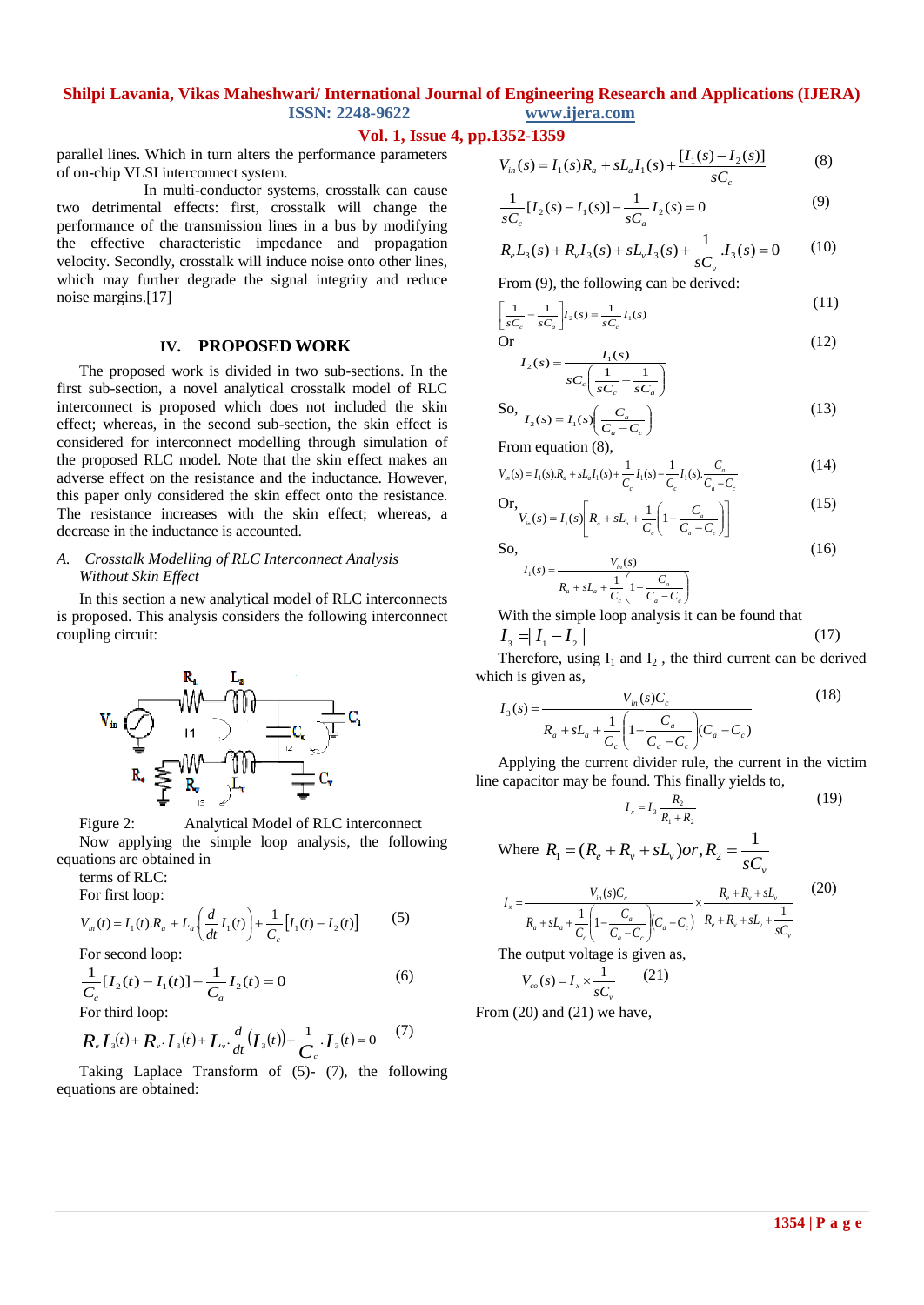parallel lines. Which in turn alters the performance parameters of on-chip VLSI interconnect system.

In multi-conductor systems, crosstalk can cause two detrimental effects: first, crosstalk will change the performance of the transmission lines in a bus by modifying the effective characteristic impedance and propagation velocity. Secondly, crosstalk will induce noise onto other lines, which may further degrade the signal integrity and reduce noise margins.[17]

## IV. PROPOSED WORK

The proposed work is divided in two sub-sections. In the first sub-section, a novel analytical crosstalk model of RLC interconnect is proposed which does not included the skin effect; whereas, in the second sub-section, the skin effect is considered for interconnect modelling through simulation of the proposed RLC model. Note that the skin effect makes an adverse effect on the resistance and the inductance. However, this paper only considered the skin effect onto the resistance. The resistance increases with the skin effect; whereas, a decrease in the inductance is accounted.

### *A. Crosstalk Modelling of RLC Interconnect Analysis Without Skin Effect*

In this section a new analytical model of RLC interconnects is proposed. This analysis considers the following interconnect coupling circuit:

Figure 2: Analytical Model of RLC interconnect

Now applying the simple loop analysis, the following equations are obtained in terms of RLC:

For first loop:

$$V_{in}(t) = I_1(t).R_a + L_a\left(\frac{d}{dt}I_1(t)\right) + \frac{1}{C_c}[I_1(t) - I_2(t)] \quad (5)$$

For second loop:

$$\frac{1}{C_c}[I_2(t) - I_1(t)] - \frac{1}{C_a}I_2(t) = 0 \quad (6)$$

For third loop:

$$R_e I_3(t) + R_v \cdot I_3(t) + L_v \cdot \frac{d}{dt}(I_3(t)) + \frac{1}{C_c} \cdot I_3(t) = 0 \quad (7)$$

Taking Laplace Transform of (5)- (7), the following equations are obtained:

$$V_{in}(s) = I_1(s)R_a + sL_a I_1(s) + \frac{[I_1(s) - I_2(s)]}{sC_c} \quad (8)$$

$$\frac{1}{sC_c}[I_2(s) - I_1(s)] - \frac{1}{sC_a}I_2(s) = 0 \quad (9)$$

$$R_e L_3(s) + R_v I_3(s) + sL_v I_3(s) + \frac{1}{sC_v}.I_3(s) = 0 \quad (10)$$

From (9), the following can be derived:

$$\left[\frac{1}{sC_c} - \frac{1}{sC_a}\right]I_2(s) = \frac{1}{sC_c}I_1(s) \quad (11)$$

Or

$$I_2(s) = \frac{I_1(s)}{sC_c\left(\frac{1}{sC_c} - \frac{1}{sC_a}\right)} \quad (12)$$

So,

$$I_2(s) = I_1(s)\left(\frac{C_a}{C_a - C_c}\right) \quad (13)$$

From equation (8),

$$V_{in}(s) = I_1(s).R_a + sL_a I_1(s) + \frac{1}{C_c}I_1(s) - \frac{1}{C_c}I_1(s).\frac{C_a}{C_a - C_c} \quad (14)$$

Or,

$$V_{in}(s) = I_1(s)\left[R_a + sL_a + \frac{1}{C_c}\left(1 - \frac{C_a}{C_a - C_c}\right)\right] \quad (15)$$

So,

$$I_1(s) = \frac{V_{in}(s)}{R_a + sL_a + \frac{1}{C_c}\left(1 - \frac{C_a}{C_a - C_c}\right)} \quad (16)$$

With the simple loop analysis it can be found that

$$I_3 = |I_1 - I_2| \quad (17)$$

Therefore, using $I_1$ and $I_2$ , the third current can be derived which is given as,

$$I_3(s) = \frac{V_{in}(s)C_c}{R_a + sL_a + \frac{1}{C_c}\left(1 - \frac{C_a}{C_a - C_c}\right)(C_a - C_c)} \quad (18)$$

Applying the current divider rule, the current in the victim line capacitor may be found. This finally yields to,

$$I_x = I_3\frac{R_2}{R_1 + R_2} \quad (19)$$

Where $R_1 = (R_e + R_v + sL_v) or, R_2 = \frac{1}{sC_v}$

$$I_x = \frac{V_{in}(s)C_c}{R_a + sL_a + \frac{1}{C_c}\left(1 - \frac{C_a}{C_a - C_c}\right)(C_a - C_c)} \times \frac{R_e + R_v + sL_v}{R_e + R_v + sL_v + \frac{1}{sC_v}} \quad (20)$$

The output voltage is given as,

$$V_{co}(s) = I_x \times \frac{1}{sC_v} \quad (21)$$

From (20) and (21) we have,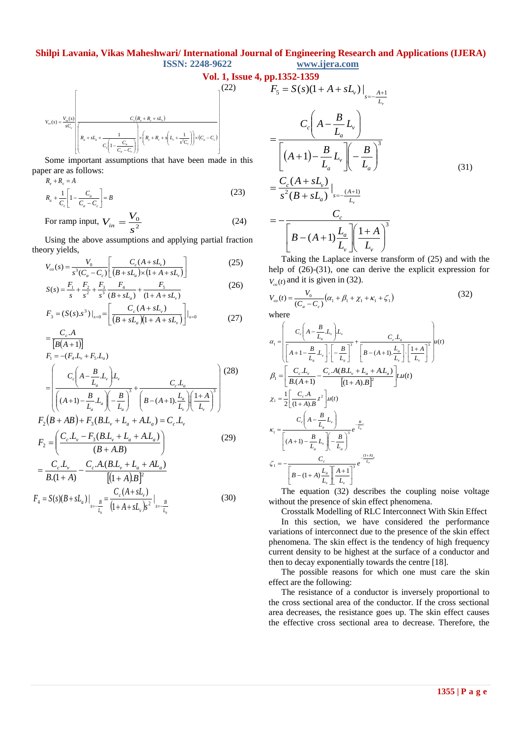$$V_{co}(s) = \frac{V_{in}(s)}{sC_c}\left(\frac{C_c(R_v+R_v+sL_v)}{\left(R_a+sL_a+\dfrac{1}{C_c\left(1-\dfrac{C_a}{C_a-C_c}\right)}\right)\times\left(R_v+R_v+s\left(L_v+\dfrac{1}{s^2C_v}\right)\right)\times(C_a-C_c)}\right) \tag{22}$$

Some important assumptions that have been made in this paper are as follows:

$$R_e+R_v=A$$

$$R_a+\frac{1}{C_c}\left[1-\frac{C_a}{C_a-C_c}\right]=B \tag{23}$$

For ramp input, $V_{in}=\dfrac{V_0}{s^2}$ (24)

Using the above assumptions and applying partial fraction theory yields,

$$V_{co}(s)=\frac{V_0}{s^3(C_a-C_c)}\left[\frac{C_c(A+sL_v)}{(B+sL_a)\times(1+A+sL_v)}\right] \tag{25}$$

$$S(s)=\frac{F_1}{s}+\frac{F_2}{s^2}+\frac{F_3}{s^3}\frac{F_4}{(B+sL_a)}+\frac{F_5}{(1+A+sL_v)} \tag{26}$$

$$F_3=(S(s).s^3)|_{s=0}=\left[\frac{C_c(A+sL_v)}{(B+sL_a)(1+A+sL_v)}\right]|_{s=0} \tag{27}$$

$$=\frac{C_c.A}{[B(A+1)]}$$

$$F_1=-(F_4.L_v+F_5.L_a)$$

$$=\left(\frac{C_c\left(A-\dfrac{B}{L_a}.L_v\right)L_v}{\left((A+1)-\dfrac{B}{L_a}.L_a\right)\left(-\dfrac{B}{L_a}\right)^3}+\frac{C_c.L_a}{\left(B-(A+1).\dfrac{L_a}{L_v}\right)\left(\dfrac{1+A}{L_v}\right)^3}\right) \tag{28}$$

$$F_2(B+AB)+F_3(B.L_v+L_a+A.L_a)=C_c.L_v$$

$$F_2=\left(\frac{C_c.L_v-F_3(B.L_v+L_a+A.L_a)}{(B+A.B)}\right) \tag{29}$$

$$=\frac{C_c.L_v}{B.(1+A)}-\frac{C_c.A.(B.L_v+L_a+AL_a)}{[(1+A).B]^2}$$

$$F_4=S(s)(B+sL_a)|_{s=-\frac{B}{L_a}}=\frac{C_c(A+sL_v)}{(1+A+sL_v)s^2}|_{s=-\frac{B}{L_a}} \tag{30}$$

$$F_5=S(s)(1+A+sL_v)|_{s=-\frac{A+1}{L_v}}$$

$$=\frac{C_c\left(A-\dfrac{B}{L_a}L_v\right)}{\left[(A+1)-\dfrac{B}{L_a}L_v\right]\left(-\dfrac{B}{L_a}\right)^3}$$

$$=\frac{C_c(A+sL_v)}{s^2(B+sL_a)}|_{s=-\frac{(A+1)}{L_v}} \tag{31}$$

$$=-\frac{C_c}{\left[B-(A+1)\dfrac{L_a}{L_v}\right]\left(\dfrac{1+A}{L_v}\right)^3}$$

Taking the Laplace inverse transform of (25) and with the help of (26)-(31), one can derive the explicit expression for $V_{co}(t)$ and it is given in (32).

$$V_{co}(t)=\frac{V_0}{(C_a-C_c)}(\alpha_1+\beta_1+\chi_1+\kappa_1+\zeta_1) \tag{32}$$

where

$$\alpha_1=\left(\frac{C_c\left(A-\dfrac{B}{L_a}.L_v\right)L_v}{\left[A+1-\dfrac{B}{L_a}.L_v\right].\left[-\dfrac{B}{L_a}\right]^3}+\frac{C_c.L_a}{\left[B-(A+1).\dfrac{L_a}{L_v}\right].\left[\dfrac{1+A}{L_v}\right]^3}\right)u(t)$$

$$\beta_1=\left[\frac{C_c.L_v}{B.(A+1)}-\frac{C_c.A(B.L_v+L_a+A.L_a)}{[(1+A).B]^2}\right]t.u(t)$$

$$\chi_1=\frac{1}{2}\left[\frac{C_c.A}{(1+A).B}.t^2\right].u(t)$$

$$\kappa_1=\frac{C_c\left(A-\dfrac{B}{L_a}L_v\right)}{\left[(A+1)-\dfrac{B}{L_a}L_v\right]\left(-\dfrac{B}{L_a}\right)^3}e^{-\frac{B}{L_a}t}$$

$$\zeta_1=-\frac{C_c}{\left[B-(1+A)\dfrac{L_a}{L_v}\right]\left[\dfrac{A+1}{L_v}\right]^3}e^{-\frac{(1+A)}{L_v}t}$$

The equation (32) describes the coupling noise voltage without the presence of skin effect phenomena.

Crosstalk Modelling of RLC Interconnect With Skin Effect

In this section, we have considered the performance variations of interconnect due to the presence of the skin effect phenomena. The skin effect is the tendency of high frequency current density to be highest at the surface of a conductor and then to decay exponentially towards the centre [18].

The possible reasons for which one must care the skin effect are the following:

The resistance of a conductor is inversely proportional to the cross sectional area of the conductor. If the cross sectional area decreases, the resistance goes up. The skin effect causes the effective cross sectional area to decrease. Therefore, the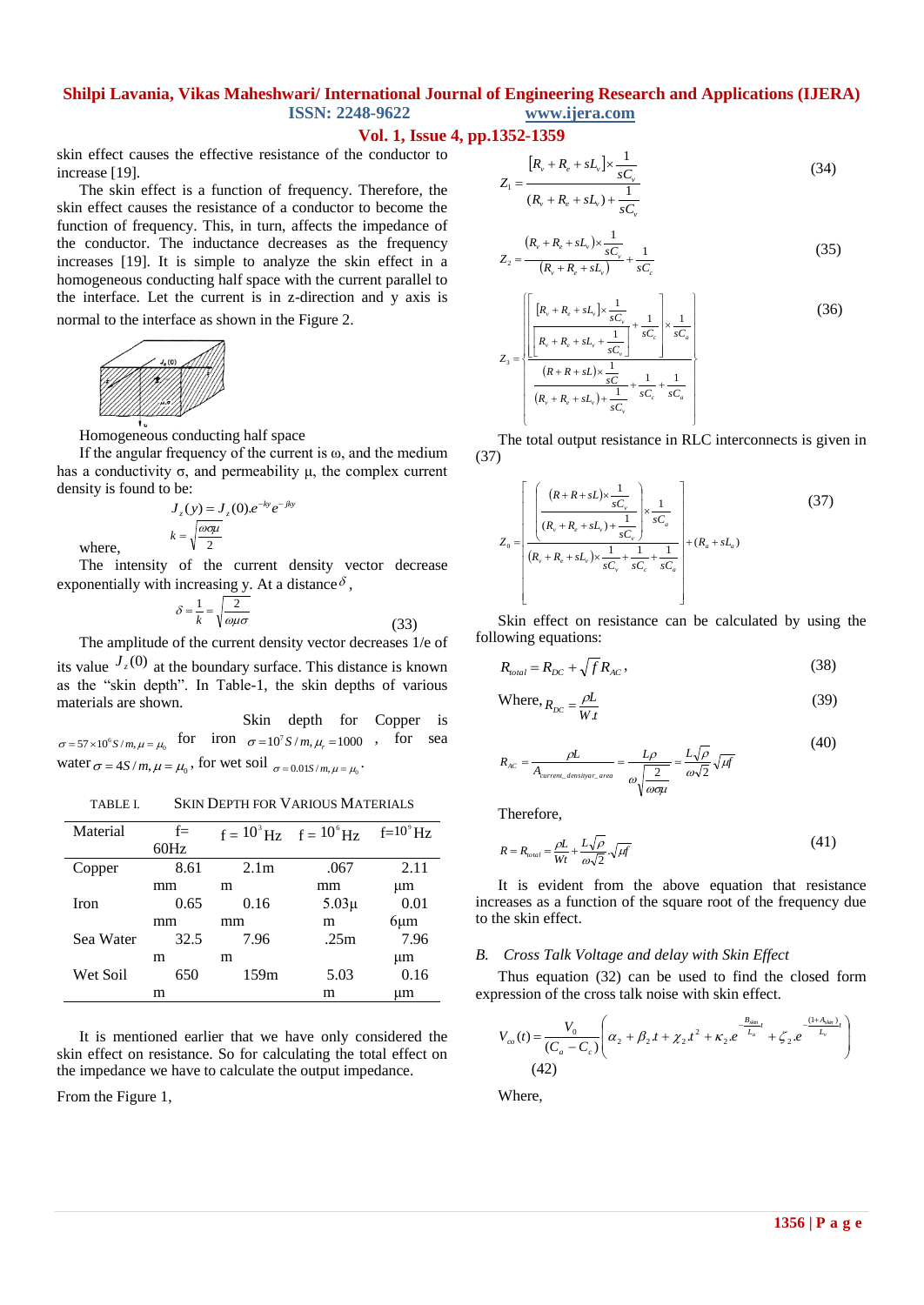skin effect causes the effective resistance of the conductor to increase [19].

The skin effect is a function of frequency. Therefore, the skin effect causes the resistance of a conductor to become the function of frequency. This, in turn, affects the impedance of the conductor. The inductance decreases as the frequency increases [19]. It is simple to analyze the skin effect in a homogeneous conducting half space with the current parallel to the interface. Let the current is in z-direction and y axis is normal to the interface as shown in the Figure 2.

Homogeneous conducting half space

If the angular frequency of the current is ω, and the medium has a conductivity σ, and permeability μ, the complex current density is found to be:

$$J_z(y) = J_z(0).e^{-ky}e^{-jky}$$

where,

$$k = \sqrt{\frac{\omega\sigma\mu}{2}}$$

The intensity of the current density vector decrease exponentially with increasing y. At a distance $\delta$,

$$\delta = \frac{1}{k} = \sqrt{\frac{2}{\omega\mu\sigma}} \quad (33)$$

The amplitude of the current density vector decreases 1/e of its value $J_z(0)$ at the boundary surface. This distance is known as the "skin depth". In Table-1, the skin depths of various materials are shown.

Skin depth for Copper is $\sigma = 57\times10^6 S/m, \mu = \mu_0$ for iron $\sigma = 10^7 S/m, \mu_r = 1000$, for sea water $\sigma = 4S/m, \mu = \mu_0$, for wet soil $\sigma = 0.01S/m, \mu = \mu_0$.

TABLE I. SKIN DEPTH FOR VARIOUS MATERIALS

| Material | f= 60Hz | f = $10^3$Hz | f = $10^6$Hz | f=$10^9$Hz |
|---|---|---|---|---|
| Copper | 8.61 mm | 2.1m m | .067 mm | 2.11 μm |
| Iron | 0.65 mm | 0.16 mm | 5.03μ m | 0.01 6μm |
| Sea Water | 32.5 m | 7.96 m | .25m | 7.96 μm |
| Wet Soil | 650 m | 159m | 5.03 m | 0.16 μm |

It is mentioned earlier that we have only considered the skin effect on resistance. So for calculating the total effect on the impedance we have to calculate the output impedance.

From the Figure 1,

$$Z_1 = \frac{[R_v + R_e + sL_v]\times\frac{1}{sC_v}}{(R_v + R_e + sL_v) + \frac{1}{sC_v}} \quad (34)$$

$$Z_2 = \frac{(R_v + R_e + sL_v)\times\frac{1}{sC_v}}{(R_v + R_e + sL_v)} + \frac{1}{sC_c} \quad (35)$$

$$Z_3 = \left\{\frac{\left[\frac{[R_v + R_e + sL_v]\times\frac{1}{sC_v}}{\left[R_v + R_e + sL_v + \frac{1}{sC_v}\right]} + \frac{1}{sC_c}\right]\times\frac{1}{sC_a}}{\frac{(R+R+sL)\times\frac{1}{sC}}{(R_v + R_e + sL_v) + \frac{1}{sC_v}} + \frac{1}{sC_c} + \frac{1}{sC_a}}\right\} \quad (36)$$

The total output resistance in RLC interconnects is given in (37)

$$Z_0 = \left[\frac{\left(\frac{(R+R+sL)\times\frac{1}{sC_v}}{(R_v + R_e + sL_v) + \frac{1}{sC_v}}\right)\times\frac{1}{sC_a}}{(R_v + R_e + sL_v)\times\frac{1}{sC_v} + \frac{1}{sC_c} + \frac{1}{sC_a}}\right] + (R_a + sL_a) \quad (37)$$

Skin effect on resistance can be calculated by using the following equations:

$$R_{total} = R_{DC} + \sqrt{f}\,R_{AC}, \quad (38)$$

$$\text{Where, } R_{DC} = \frac{\rho L}{W.t} \quad (39)$$

$$R_{AC} = \frac{\rho L}{A_{current\_densityar\_area}} = \frac{L\rho}{\omega\sqrt{\frac{2}{\omega\sigma\mu}}} = \frac{L\sqrt{\rho}}{\omega\sqrt{2}}\sqrt{\mu f} \quad (40)$$

Therefore,

$$R = R_{total} = \frac{\rho L}{Wt} + \frac{L\sqrt{\rho}}{\omega\sqrt{2}}\sqrt{\mu f} \quad (41)$$

It is evident from the above equation that resistance increases as a function of the square root of the frequency due to the skin effect.

### *B. Cross Talk Voltage and delay with Skin Effect*

Thus equation (32) can be used to find the closed form expression of the cross talk noise with skin effect.

$$V_{co}(t) = \frac{V_0}{(C_a - C_c)}\left(\alpha_2 + \beta_2.t + \chi_2.t^2 + \kappa_2.e^{-\frac{B_{skin}}{L_a}t} + \zeta_2.e^{-\frac{(1+A_{skin})}{L_v}t}\right) \quad (42)$$

Where,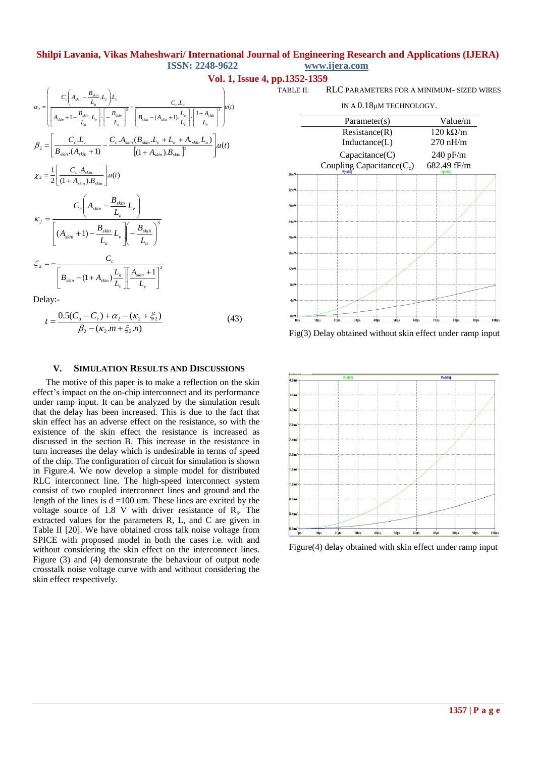$$\alpha_2 = \left( \frac{C_c\left(A_{skin} - \frac{B_{skin}}{L_a}.L_v\right).L_v}{\left[A_{skin}+1-\frac{B_{skin}}{L_a}.L_v\right]\cdot\left[-\frac{B_{skin}}{L_a}\right]^3} + \frac{C_c.L_a}{\left[B_{skin}-(A_{skin}+1).\frac{L_a}{L_v}\right]\cdot\left[\frac{1+A_{skin}}{L_v}\right]^3} \right) u(t)$$

$$\beta_2 = \left[ \frac{C_c.L_v}{B_{skin}.(A_{skin}+1)} - \frac{C_c.A_{skin}(B_{skin}.L_v + L_a + A_{skin}L_a)}{\left[(1+A_{skin}).B_{skin}\right]^2} \right] u(t)$$

$$\chi_2 = \frac{1}{2}\left[ \frac{C_c.A_{skin}}{(1+A_{skin}).B_{skin}} \right] u(t)$$

$$\kappa_2 = \frac{C_c\left(A_{skin} - \frac{B_{skin}}{L_a}L_v\right)}{\left[(A_{skin}+1) - \frac{B_{skin}}{L_a}L_v\right]\left(-\frac{B_{skin}}{L_a}\right)^3}$$

$$\zeta_2 = -\frac{C_c}{\left[B_{skin} - (1+A_{skin})\frac{L_a}{L_v}\right]\left[\frac{A_{skin}+1}{L_v}\right]^3}$$

Delay:-

$$t = \frac{0.5(C_a - C_c) + \alpha_2 - (\kappa_2 + \xi_2)}{\beta_2 - (\kappa_2.m + \xi_2.n)} \qquad (43)$$

## V. Simulation Results and Discussions

The motive of this paper is to make a reflection on the skin effect's impact on the on-chip interconnect and its performance under ramp input. It can be analyzed by the simulation result that the delay has been increased. This is due to the fact that skin effect has an adverse effect on the resistance, so with the existence of the skin effect the resistance is increased as discussed in the section B. This increase in the resistance in turn increases the delay which is undesirable in terms of speed of the chip. The configuration of circuit for simulation is shown in Figure.4. We now develop a simple model for distributed RLC interconnect line. The high-speed interconnect system consist of two coupled interconnect lines and ground and the length of the lines is d =100 um. These lines are excited by the voltage source of 1.8 V with driver resistance of $R_s$. The extracted values for the parameters R, L, and C are given in Table II [20]. We have obtained cross talk noise voltage from SPICE with proposed model in both the cases i.e. with and without considering the skin effect on the interconnect lines. Figure (3) and (4) demonstrate the behaviour of output node crosstalk noise voltage curve with and without considering the skin effect respectively.

TABLE II. RLC PARAMETERS FOR A MINIMUM- SIZED WIRES IN A 0.18μM TECHNOLOGY.

| Parameter(s) | Value/m |
|---|---|
| Resistance(R) | 120 kΩ/m |
| Inductance(L) | 270 nH/m |
| Capacitance(C) | 240 pF/m |
| Coupling Capacitance($C_c$) | 682.49 fF/m |

Fig(3) Delay obtained without skin effect under ramp input

Figure(4) delay obtained with skin effect under ramp input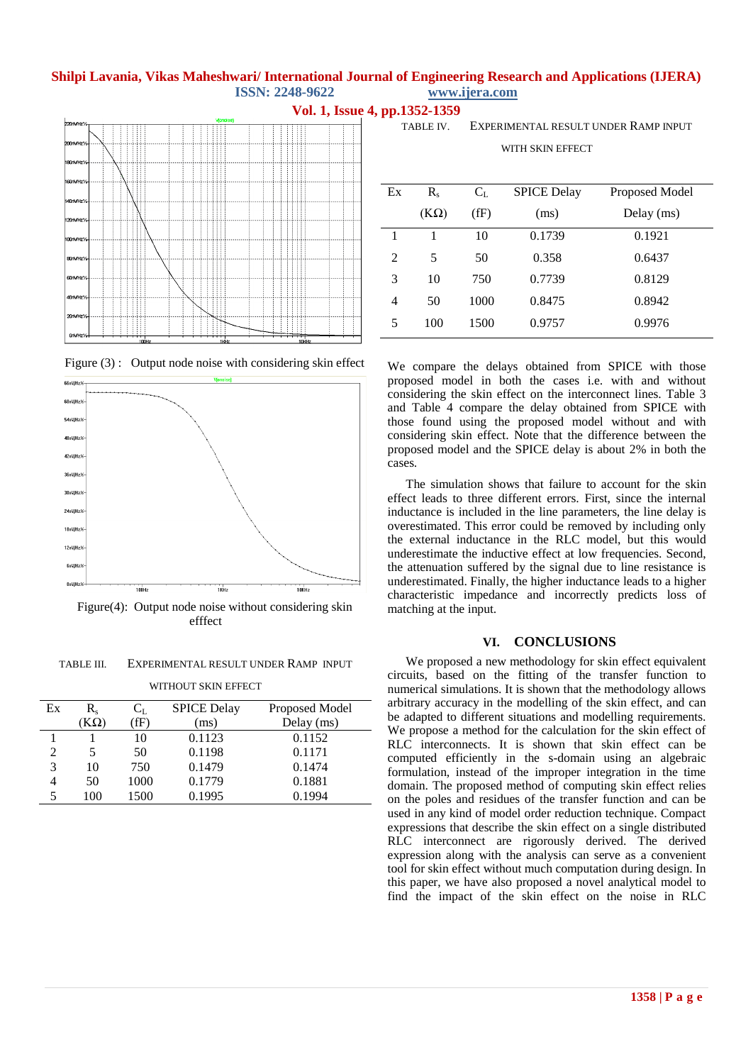Figure (3) : Output node noise with considering skin effect

Figure(4): Output node noise without considering skin efffect

TABLE III. EXPERIMENTAL RESULT UNDER RAMP INPUT WITHOUT SKIN EFFECT

| Ex | $R_s$ (KΩ) | $C_L$ (fF) | SPICE Delay (ms) | Proposed Model Delay (ms) |
|---|---|---|---|---|
| 1 | 1 | 10 | 0.1123 | 0.1152 |
| 2 | 5 | 50 | 0.1198 | 0.1171 |
| 3 | 10 | 750 | 0.1479 | 0.1474 |
| 4 | 50 | 1000 | 0.1779 | 0.1881 |
| 5 | 100 | 1500 | 0.1995 | 0.1994 |

TABLE IV. EXPERIMENTAL RESULT UNDER RAMP INPUT WITH SKIN EFFECT

| Ex | $R_s$ (KΩ) | $C_L$ (fF) | SPICE Delay (ms) | Proposed Model Delay (ms) |
|---|---|---|---|---|
| 1 | 1 | 10 | 0.1739 | 0.1921 |
| 2 | 5 | 50 | 0.358 | 0.6437 |
| 3 | 10 | 750 | 0.7739 | 0.8129 |
| 4 | 50 | 1000 | 0.8475 | 0.8942 |
| 5 | 100 | 1500 | 0.9757 | 0.9976 |

We compare the delays obtained from SPICE with those proposed model in both the cases i.e. with and without considering the skin effect on the interconnect lines. Table 3 and Table 4 compare the delay obtained from SPICE with those found using the proposed model without and with considering skin effect. Note that the difference between the proposed model and the SPICE delay is about 2% in both the cases.

The simulation shows that failure to account for the skin effect leads to three different errors. First, since the internal inductance is included in the line parameters, the line delay is overestimated. This error could be removed by including only the external inductance in the RLC model, but this would underestimate the inductive effect at low frequencies. Second, the attenuation suffered by the signal due to line resistance is underestimated. Finally, the higher inductance leads to a higher characteristic impedance and incorrectly predicts loss of matching at the input.

## VI. CONCLUSIONS

We proposed a new methodology for skin effect equivalent circuits, based on the fitting of the transfer function to numerical simulations. It is shown that the methodology allows arbitrary accuracy in the modelling of the skin effect, and can be adapted to different situations and modelling requirements. We propose a method for the calculation for the skin effect of RLC interconnects. It is shown that skin effect can be computed efficiently in the s-domain using an algebraic formulation, instead of the improper integration in the time domain. The proposed method of computing skin effect relies on the poles and residues of the transfer function and can be used in any kind of model order reduction technique. Compact expressions that describe the skin effect on a single distributed RLC interconnect are rigorously derived. The derived expression along with the analysis can serve as a convenient tool for skin effect without much computation during design. In this paper, we have also proposed a novel analytical model to find the impact of the skin effect on the noise in RLC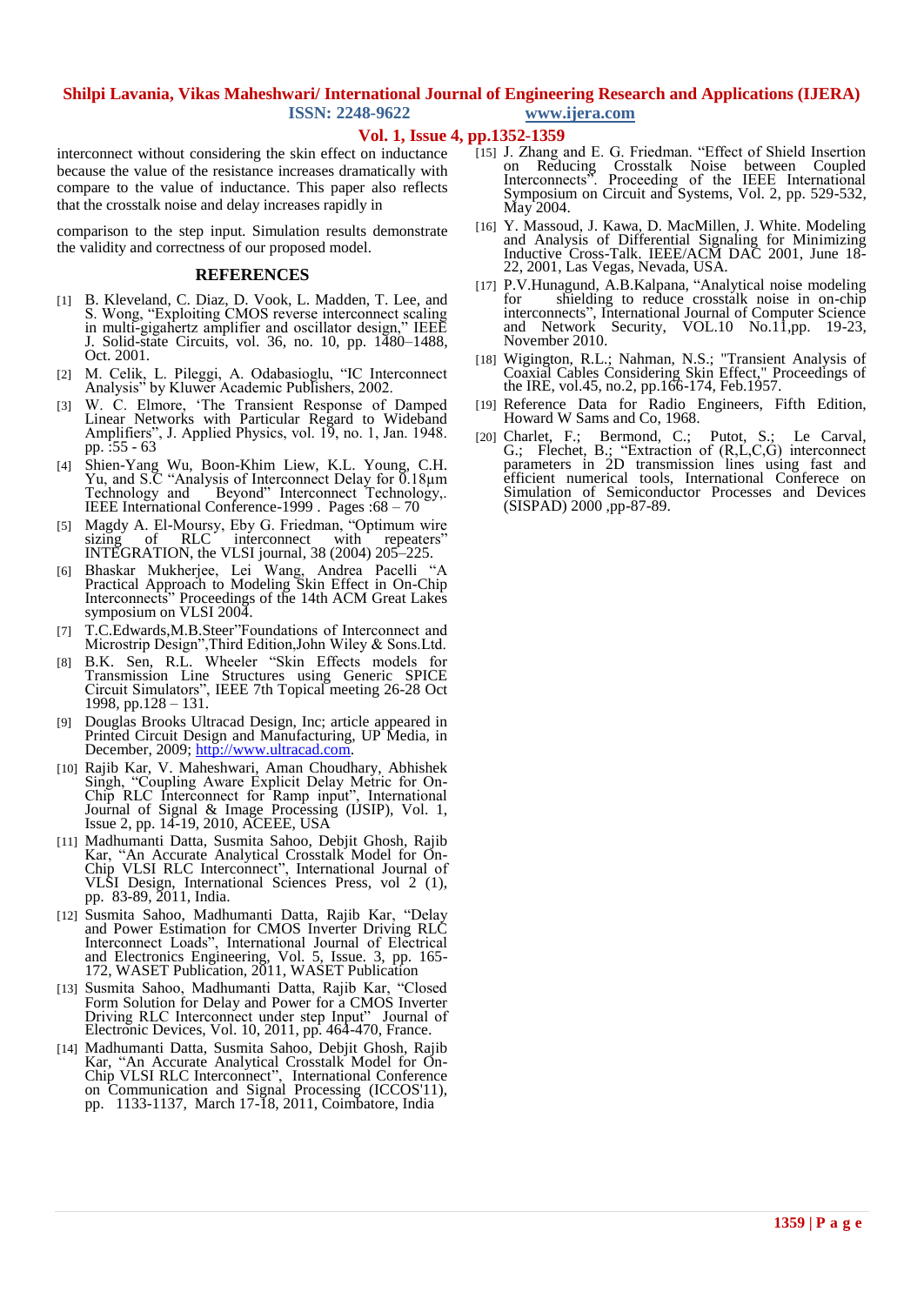interconnect without considering the skin effect on inductance because the value of the resistance increases dramatically with compare to the value of inductance. This paper also reflects that the crosstalk noise and delay increases rapidly in

comparison to the step input. Simulation results demonstrate the validity and correctness of our proposed model.

## REFERENCES

[1] B. Kleveland, C. Diaz, D. Vook, L. Madden, T. Lee, and S. Wong, "Exploiting CMOS reverse interconnect scaling in multi-gigahertz amplifier and oscillator design," IEEE J. Solid-state Circuits, vol. 36, no. 10, pp. 1480–1488, Oct. 2001.

[2] M. Celik, L. Pileggi, A. Odabasioglu, "IC Interconnect Analysis" by Kluwer Academic Publishers, 2002.

[3] W. C. Elmore, 'The Transient Response of Damped Linear Networks with Particular Regard to Wideband Amplifiers", J. Applied Physics, vol. 19, no. 1, Jan. 1948. pp. :55 - 63

[4] Shien-Yang Wu, Boon-Khim Liew, K.L. Young, C.H. Yu, and S.C "Analysis of Interconnect Delay for 0.18µm Technology and Beyond" Interconnect Technology,. IEEE International Conference-1999 . Pages :68 – 70

[5] Magdy A. El-Moursy, Eby G. Friedman, "Optimum wire sizing of RLC interconnect with repeaters" INTEGRATION, the VLSI journal, 38 (2004) 205–225.

[6] Bhaskar Mukherjee, Lei Wang, Andrea Pacelli "A Practical Approach to Modeling Skin Effect in On-Chip Interconnects" Proceedings of the 14th ACM Great Lakes symposium on VLSI 2004.

[7] T.C.Edwards,M.B.Steer"Foundations of Interconnect and Microstrip Design",Third Edition,John Wiley & Sons.Ltd.

[8] B.K. Sen, R.L. Wheeler "Skin Effects models for Transmission Line Structures using Generic SPICE Circuit Simulators", IEEE 7th Topical meeting 26-28 Oct 1998, pp.128 – 131.

[9] Douglas Brooks Ultracad Design, Inc; article appeared in Printed Circuit Design and Manufacturing, UP Media, in December, 2009; http://www.ultracad.com.

[10] Rajib Kar, V. Maheshwari, Aman Choudhary, Abhishek Singh, "Coupling Aware Explicit Delay Metric for On-Chip RLC Interconnect for Ramp input", International Journal of Signal & Image Processing (IJSIP), Vol. 1, Issue 2, pp. 14-19, 2010, ACEEE, USA

[11] Madhumanti Datta, Susmita Sahoo, Debjit Ghosh, Rajib Kar, "An Accurate Analytical Crosstalk Model for On-Chip VLSI RLC Interconnect", International Journal of VLSI Design, International Sciences Press, vol 2 (1), pp. 83-89, 2011, India.

[12] Susmita Sahoo, Madhumanti Datta, Rajib Kar, "Delay and Power Estimation for CMOS Inverter Driving RLC Interconnect Loads", International Journal of Electrical and Electronics Engineering, Vol. 5, Issue. 3, pp. 165-172, WASET Publication, 2011, WASET Publication

[13] Susmita Sahoo, Madhumanti Datta, Rajib Kar, "Closed Form Solution for Delay and Power for a CMOS Inverter Driving RLC Interconnect under step Input" Journal of Electronic Devices, Vol. 10, 2011, pp. 464-470, France.

[14] Madhumanti Datta, Susmita Sahoo, Debjit Ghosh, Rajib Kar, "An Accurate Analytical Crosstalk Model for On-Chip VLSI RLC Interconnect", International Conference on Communication and Signal Processing (ICCOS'11), pp. 1133-1137, March 17-18, 2011, Coimbatore, India

[15] J. Zhang and E. G. Friedman. "Effect of Shield Insertion on Reducing Crosstalk Noise between Coupled Interconnects". Proceeding of the IEEE International Symposium on Circuit and Systems, Vol. 2, pp. 529-532, May 2004.

[16] Y. Massoud, J. Kawa, D. MacMillen, J. White. Modeling and Analysis of Differential Signaling for Minimizing Inductive Cross-Talk. IEEE/ACM DAC 2001, June 18-22, 2001, Las Vegas, Nevada, USA.

[17] P.V.Hunagund, A.B.Kalpana, "Analytical noise modeling for shielding to reduce crosstalk noise in on-chip interconnects", International Journal of Computer Science and Network Security, VOL.10 No.11,pp. 19-23, November 2010.

[18] Wigington, R.L.; Nahman, N.S.; "Transient Analysis of Coaxial Cables Considering Skin Effect," Proceedings of the IRE, vol.45, no.2, pp.166-174, Feb.1957.

[19] Reference Data for Radio Engineers, Fifth Edition, Howard W Sams and Co, 1968.

[20] Charlet, F.; Bermond, C.; Putot, S.; Le Carval, G.; Flechet, B.; "Extraction of (R,L,C,G) interconnect parameters in 2D transmission lines using fast and efficient numerical tools, International Confernce on Simulation of Semiconductor Processes and Devices (SISPAD) 2000 ,pp-87-89.